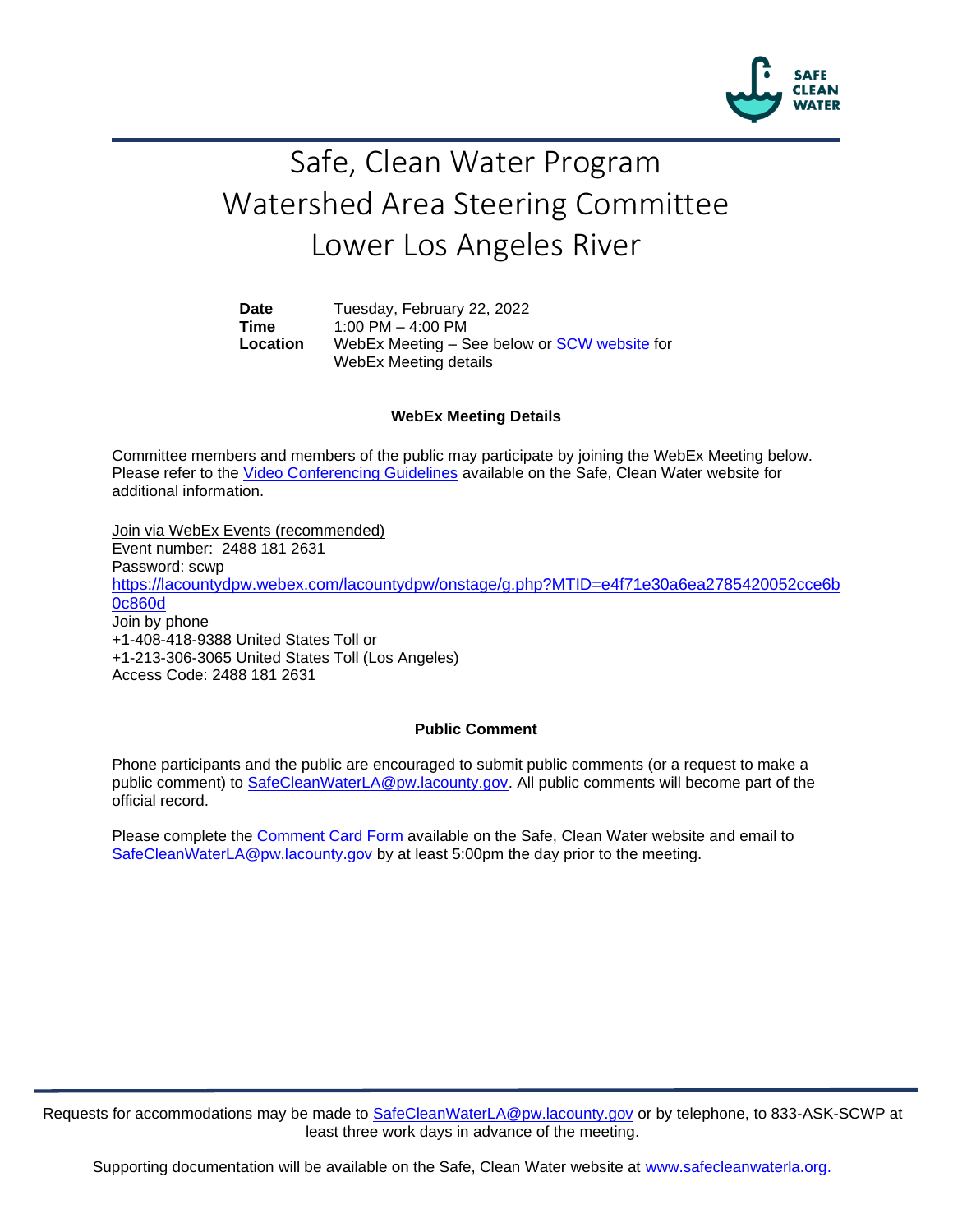SAFE CLEAN WATER

# Safe, Clean Water Program
# Watershed Area Steering Committee
# Lower Los Angeles River

| | |
|---|---|
| **Date** | Tuesday, February 22, 2022 |
| **Time** | 1:00 PM – 4:00 PM |
| **Location** | WebEx Meeting – See below or SCW website for WebEx Meeting details |

### WebEx Meeting Details

Committee members and members of the public may participate by joining the WebEx Meeting below. Please refer to the Video Conferencing Guidelines available on the Safe, Clean Water website for additional information.

Join via WebEx Events (recommended)
Event number: 2488 181 2631
Password: scwp
https://lacountydpw.webex.com/lacountydpw/onstage/g.php?MTID=e4f71e30a6ea2785420052cce6b0c860d
Join by phone
+1-408-418-9388 United States Toll or
+1-213-306-3065 United States Toll (Los Angeles)
Access Code: 2488 181 2631

### Public Comment

Phone participants and the public are encouraged to submit public comments (or a request to make a public comment) to SafeCleanWaterLA@pw.lacounty.gov. All public comments will become part of the official record.

Please complete the Comment Card Form available on the Safe, Clean Water website and email to SafeCleanWaterLA@pw.lacounty.gov by at least 5:00pm the day prior to the meeting.

Requests for accommodations may be made to SafeCleanWaterLA@pw.lacounty.gov or by telephone, to 833-ASK-SCWP at least three work days in advance of the meeting.

Supporting documentation will be available on the Safe, Clean Water website at www.safecleanwaterla.org.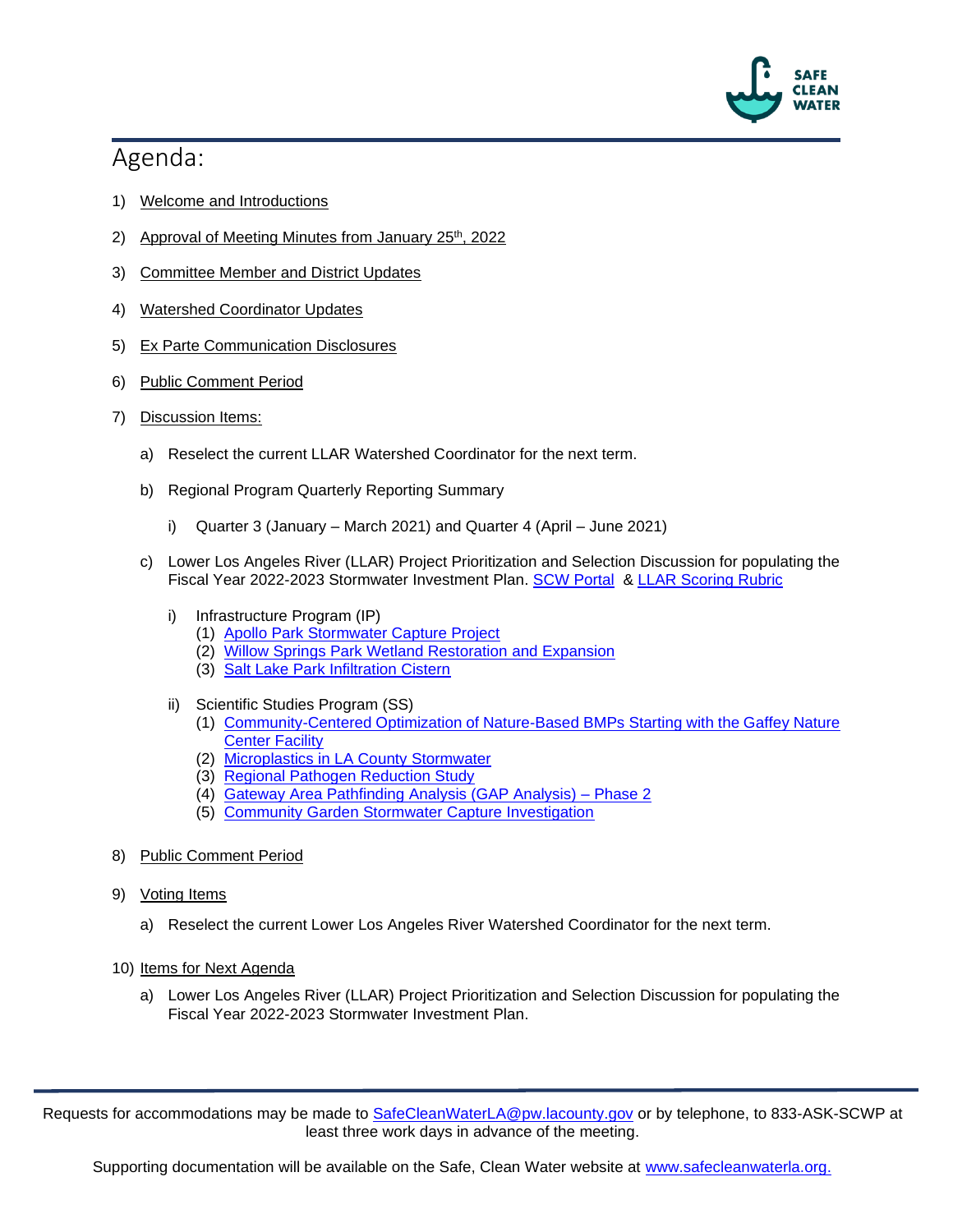# Agenda:

1) Welcome and Introductions
2) Approval of Meeting Minutes from January 25th, 2022
3) Committee Member and District Updates
4) Watershed Coordinator Updates
5) Ex Parte Communication Disclosures
6) Public Comment Period
7) Discussion Items:
   a) Reselect the current LLAR Watershed Coordinator for the next term.
   b) Regional Program Quarterly Reporting Summary
      i) Quarter 3 (January – March 2021) and Quarter 4 (April – June 2021)
   c) Lower Los Angeles River (LLAR) Project Prioritization and Selection Discussion for populating the Fiscal Year 2022-2023 Stormwater Investment Plan. SCW Portal & LLAR Scoring Rubric
      i) Infrastructure Program (IP)
         (1) Apollo Park Stormwater Capture Project
         (2) Willow Springs Park Wetland Restoration and Expansion
         (3) Salt Lake Park Infiltration Cistern
      ii) Scientific Studies Program (SS)
         (1) Community-Centered Optimization of Nature-Based BMPs Starting with the Gaffey Nature Center Facility
         (2) Microplastics in LA County Stormwater
         (3) Regional Pathogen Reduction Study
         (4) Gateway Area Pathfinding Analysis (GAP Analysis) – Phase 2
         (5) Community Garden Stormwater Capture Investigation
8) Public Comment Period
9) Voting Items
   a) Reselect the current Lower Los Angeles River Watershed Coordinator for the next term.
10) Items for Next Agenda
   a) Lower Los Angeles River (LLAR) Project Prioritization and Selection Discussion for populating the Fiscal Year 2022-2023 Stormwater Investment Plan.

Requests for accommodations may be made to SafeCleanWaterLA@pw.lacounty.gov or by telephone, to 833-ASK-SCWP at least three work days in advance of the meeting.

Supporting documentation will be available on the Safe, Clean Water website at www.safecleanwaterla.org.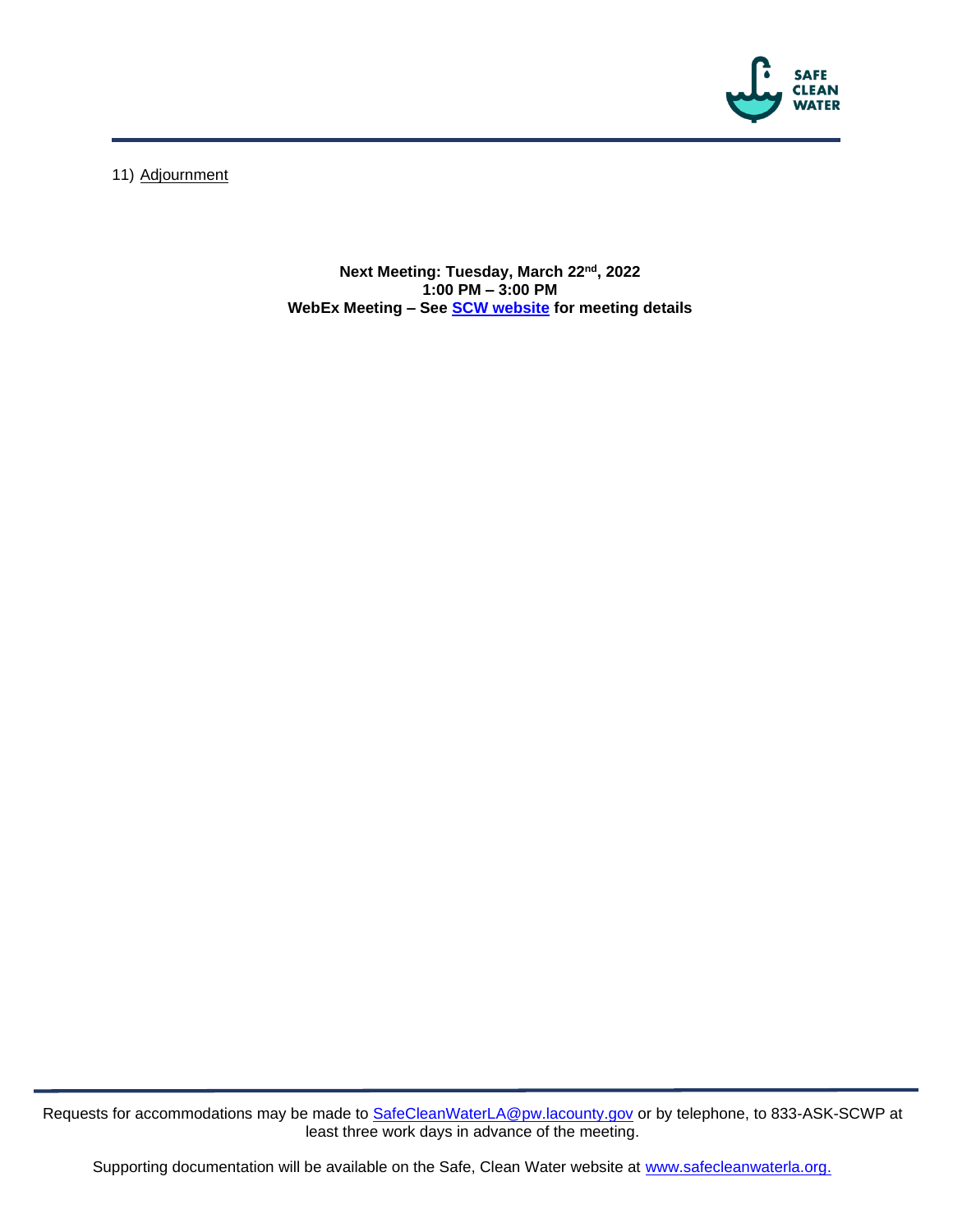11) Adjournment

**Next Meeting: Tuesday, March 22nd, 2022**
**1:00 PM – 3:00 PM**
**WebEx Meeting – See [SCW website] for meeting details**

Requests for accommodations may be made to SafeCleanWaterLA@pw.lacounty.gov or by telephone, to 833-ASK-SCWP at least three work days in advance of the meeting.

Supporting documentation will be available on the Safe, Clean Water website at www.safecleanwaterla.org.